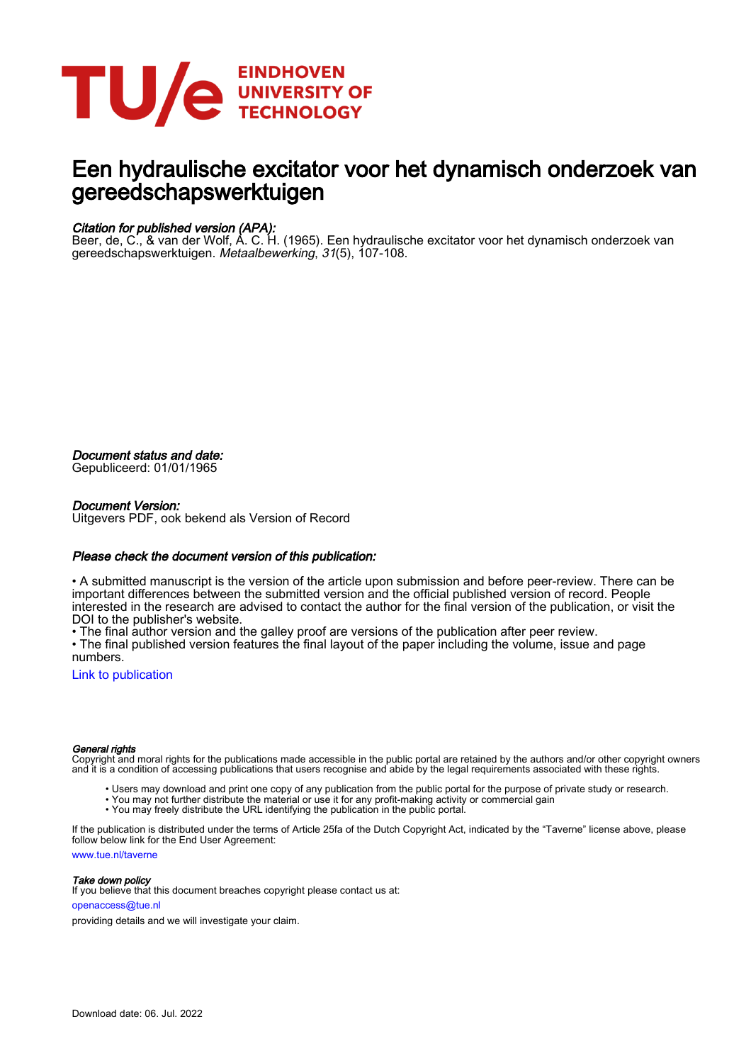EINDHOVEN
UNIVERSITY OF
TECHNOLOGY

# Een hydraulische excitator voor het dynamisch onderzoek van gereedschapswerktuigen

*Citation for published version (APA):*
Beer, de, C., & van der Wolf, A. C. H. (1965). Een hydraulische excitator voor het dynamisch onderzoek van gereedschapswerktuigen. *Metaalbewerking*, *31*(5), 107-108.

*Document status and date:*
Gepubliceerd: 01/01/1965

*Document Version:*
Uitgevers PDF, ook bekend als Version of Record

*Please check the document version of this publication:*

• A submitted manuscript is the version of the article upon submission and before peer-review. There can be important differences between the submitted version and the official published version of record. People interested in the research are advised to contact the author for the final version of the publication, or visit the DOI to the publisher's website.
• The final author version and the galley proof are versions of the publication after peer review.
• The final published version features the final layout of the paper including the volume, issue and page numbers.

Link to publication

*General rights*
Copyright and moral rights for the publications made accessible in the public portal are retained by the authors and/or other copyright owners and it is a condition of accessing publications that users recognise and abide by the legal requirements associated with these rights.

• Users may download and print one copy of any publication from the public portal for the purpose of private study or research.
• You may not further distribute the material or use it for any profit-making activity or commercial gain
• You may freely distribute the URL identifying the publication in the public portal.

If the publication is distributed under the terms of Article 25fa of the Dutch Copyright Act, indicated by the "Taverne" license above, please follow below link for the End User Agreement:
www.tue.nl/taverne

*Take down policy*
If you believe that this document breaches copyright please contact us at:
openaccess@tue.nl
providing details and we will investigate your claim.

Download date: 06. Jul. 2022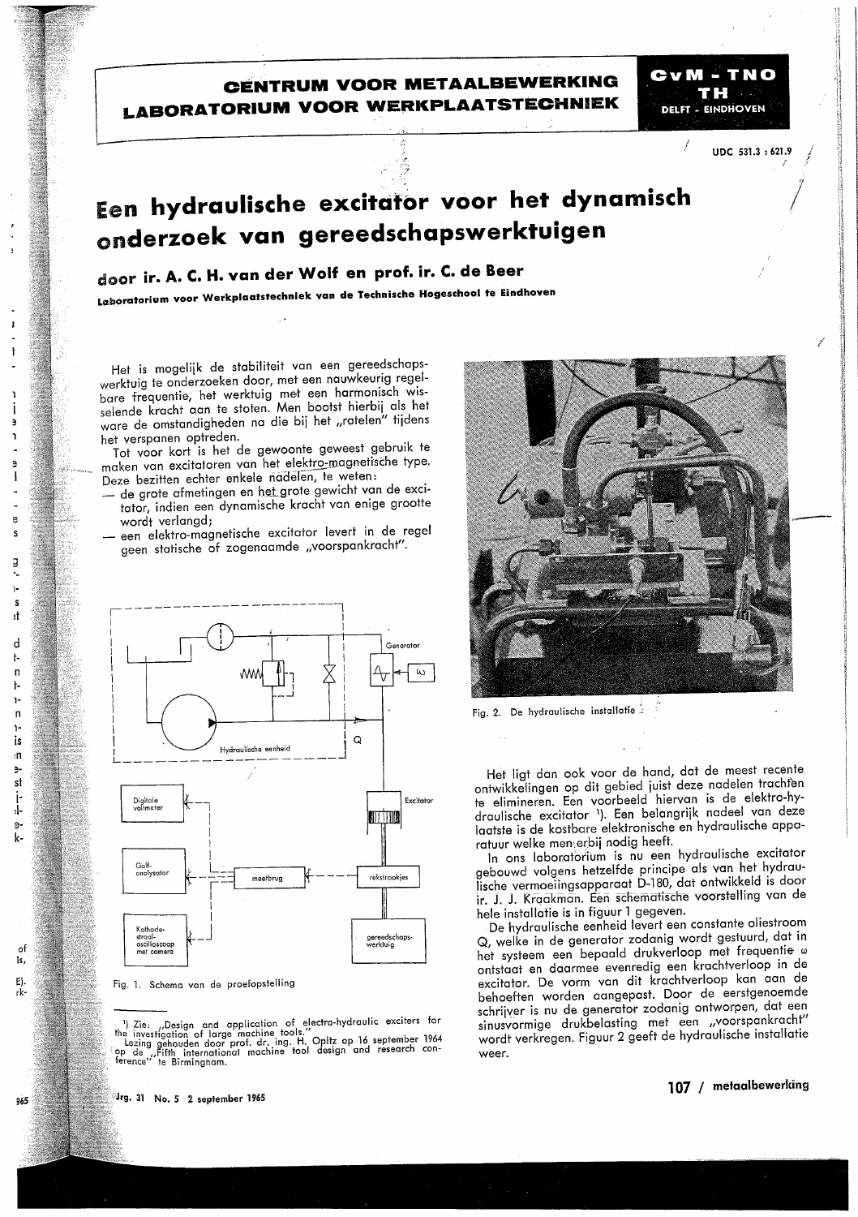**CENTRUM VOOR METAALBEWERKING**
**LABORATORIUM VOOR WERKPLAATSTECHNIEK**

**CvM - TNO**
**TH**
**DELFT - EINDHOVEN**

UDC 531.3 : 621.9

# Een hydraulische excitator voor het dynamisch onderzoek van gereedschapswerktuigen

## door ir. A. C. H. van der Wolf en prof. ir. C. de Beer

**Laboratorium voor Werkplaatstechniek van de Technische Hogeschool te Eindhoven**

Het is mogelijk de stabiliteit van een gereedschapswerktuig te onderzoeken door, met een nauwkeurig regelbare frequentie, het werktuig met een harmonisch wisselende kracht aan te stoten. Men bootst hierbij als het ware de omstandigheden na die bij het „ratelen" tijdens het verspanen optreden.

Tot voor kort is het de gewoonte geweest gebruik te maken van excitatoren van het elektro-magnetische type. Deze bezitten echter enkele nadelen, te weten:

— de grote afmetingen en het grote gewicht van de excitator, indien een dynamische kracht van enige grootte wordt verlangd;
— een elektro-magnetische excitator levert in de regel geen statische of zogenaamde „voorspankracht".

Fig. 1. Schema van de proefopstelling

Fig. 2. De hydraulische installatie

Het ligt dan ook voor de hand, dat de meest recente ontwikkelingen op dit gebied juist deze nadelen trachten te elimineren. Een voorbeeld hiervan is de elektro-hydraulische excitator [1]. Een belangrijk nadeel van deze laatste is de kostbare elektronische en hydraulische apparatuur welke men erbij nodig heeft.

In ons laboratorium is nu een hydraulische excitator gebouwd volgens hetzelfde principe als van het hydraulische vermoeiingsapparaat D-180, dat ontwikkeld is door ir. J. J. Kraakman. Een schematische voorstelling van de hele installatie is in figuur 1 gegeven.

De hydraulische eenheid levert een constante oliestroom Q, welke in de generator zodanig wordt gestuurd, dat in het systeem een bepaald drukverloop met frequentie $\omega$ ontstaat en daarmee evenredig een krachtverloop in de excitator. De vorm van dit krachtverloop kan aan de behoeften worden aangepast. Door de eerstgenoemde schrijver is nu de generator zodanig ontworpen, dat een sinusvormige drukbelasting met een „voorspankracht" wordt verkregen. Figuur 2 geeft de hydraulische installatie weer.

[1] Zie: „Design and application of electro-hydraulic exciters for the investigation of large machine tools."
Lezing gehouden door prof. dr. ing. H. Opitz op 16 september 1964 op de „Fifth international machine tool design and research conference" te Birmingham.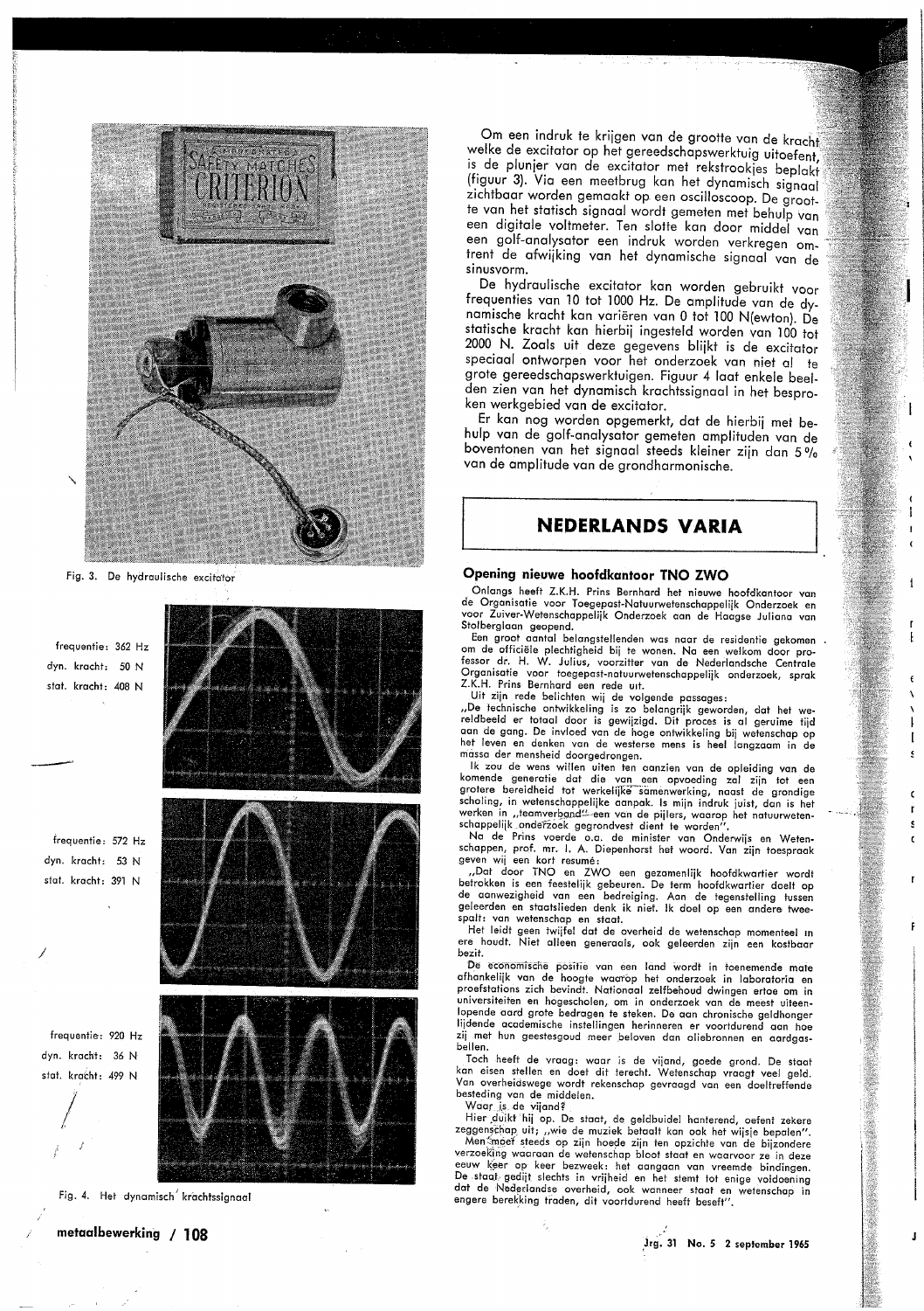Fig. 3. De hydraulische excitator

frequentie: 362 Hz
dyn. kracht: 50 N
stat. kracht: 408 N

frequentie: 572 Hz
dyn. kracht: 53 N
stat. kracht: 391 N

frequentie: 920 Hz
dyn. kracht: 36 N
stat. kracht: 499 N

Fig. 4. Het dynamisch krachtssignaal

Om een indruk te krijgen van de grootte van de kracht welke de excitator op het gereedschapswerktuig uitoefent, is de plunjer van de excitator met rekstrookjes beplakt (figuur 3). Via een meetbrug kan het dynamisch signaal zichtbaar worden gemaakt op een oscilloscoop. De grootte van het statisch signaal wordt gemeten met behulp van een digitale voltmeter. Ten slotte kan door middel van een golf-analysator een indruk worden verkregen omtrent de afwijking van het dynamische signaal van de sinusvorm.

De hydraulische excitator kan worden gebruikt voor frequenties van 10 tot 1000 Hz. De amplitude van de dynamische kracht kan variëren van 0 tot 100 N(ewton). De statische kracht kan hierbij ingesteld worden van 100 tot 2000 N. Zoals uit deze gegevens blijkt is de excitator speciaal ontworpen voor het onderzoek van niet al te grote gereedschapswerktuigen. Figuur 4 laat enkele beelden zien van het dynamisch krachtssignaal in het besproken werkgebied van de excitator.

Er kan nog worden opgemerkt, dat de hierbij met behulp van de golf-analysator gemeten amplituden van de boventonen van het signaal steeds kleiner zijn dan 5 % van de amplitude van de grondharmonische.

## NEDERLANDS VARIA

### Opening nieuwe hoofdkantoor TNO ZWO

Onlangs heeft Z.K.H. Prins Bernhard het nieuwe hoofdkantoor van de Organisatie voor Toegepast-Natuurwetenschappelijk Onderzoek en voor Zuiver-Wetenschappelijk Onderzoek aan de Haagse Juliana van Stolberglaan geopend.

Een groot aantal belangstellenden was naar de residentie gekomen om de officiële plechtigheid bij te wonen. Na een welkom door professor dr. H. W. Julius, voorzitter van de Nederlandsche Centrale Organisatie voor toegepast-natuurwetenschappelijk onderzoek, sprak Z.K.H. Prins Bernhard een rede uit.

Uit zijn rede belichten wij de volgende passages:

„De technische ontwikkeling is zo belangrijk geworden, dat het wereldbeeld er totaal door is gewijzigd. Dit proces is al geruime tijd aan de gang. De invloed van de hoge ontwikkeling bij wetenschap op het leven en denken van de westerse mens is heel langzaam in de massa der mensheid doorgedrongen.

Ik zou de wens willen uiten ten aanzien van de opleiding van de komende generatie dat die van een opvoeding zal zijn tot een grotere bereidheid tot werkelijke samenwerking, naast de grondige scholing, in wetenschappelijke aanpak. Is mijn indruk juist, dan is het werken in „teamverband" een van de pijlers, waarop het natuurwetenschappelijk onderzoek gegrondvest dient te worden".

Na de Prins voerde o.a. de minister van Onderwijs en Wetenschappen, prof. mr. I. A. Diepenhorst het woord. Van zijn toespraak geven wij een kort resumé:

„Dat door TNO en ZWO een gezamenlijk hoofdkwartier wordt betrokken is een feestelijk gebeuren. De term hoofdkwartier doelt op de aanwezigheid van een bedreiging. Aan de tegenstelling tussen geleerden en staatslieden denk ik niet. Ik doel op een andere tweespalt: van wetenschap en staat.

Het leidt geen twijfel dat de overheid de wetenschap momenteel in ere houdt. Niet alleen generaals, ook geleerden zijn een kostbaar bezit.

De economische positie van een land wordt in toenemende mate afhankelijk van de hoogte waarop het onderzoek in laboratoria en proefstations zich bevindt. Nationaal zelfbehoud dwingen ertoe om in universiteiten en hogescholen, om in onderzoek van de meest uiteenlopende aard grote bedragen te steken. De aan chronische geldhonger lijdende academische instellingen herinneren er voortdurend aan hoe zij met hun geestesgoud meer beloven dan oliebronnen en aardgasbellen.

Toch heeft de vraag: waar is de vijand, goede grond. De staat kan eisen stellen en doet dit terecht. Wetenschap vraagt veel geld. Van overheidswege wordt rekenschap gevraagd van een doeltreffende besteding van de middelen.

Waar is de vijand?

Hier duikt hij op. De staat, de geldbuidel hanterend, oefent zekere zeggenschap uit; „wie de muziek betaalt kan ook het wijsje bepalen". Men moet steeds op zijn hoede zijn ten opzichte van de bijzondere verzoeking waaraan de wetenschap bloot staat en waarvoor ze in deze eeuw keer op keer bezweek: het aangaan van vreemde bindingen. De staat gedijt slechts in vrijheid en het stemt tot enige voldoening dat de Nederlandse overheid, ook wanneer staat en wetenschap in engere berekking traden, dit voortdurend heeft beseft".